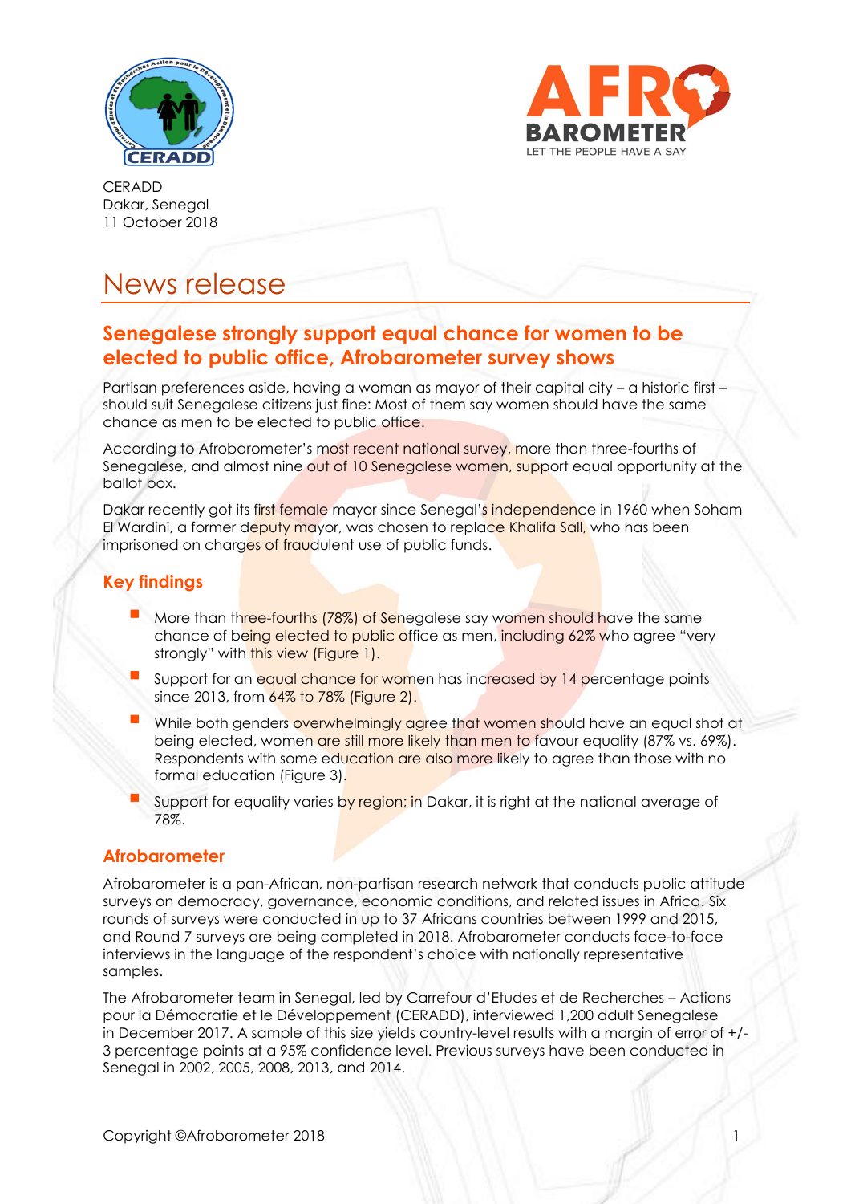CERADD
Dakar, Senegal
11 October 2018

# News release

## Senegalese strongly support equal chance for women to be elected to public office, Afrobarometer survey shows

Partisan preferences aside, having a woman as mayor of their capital city – a historic first – should suit Senegalese citizens just fine: Most of them say women should have the same chance as men to be elected to public office.

According to Afrobarometer's most recent national survey, more than three-fourths of Senegalese, and almost nine out of 10 Senegalese women, support equal opportunity at the ballot box.

Dakar recently got its first female mayor since Senegal's independence in 1960 when Soham El Wardini, a former deputy mayor, was chosen to replace Khalifa Sall, who has been imprisoned on charges of fraudulent use of public funds.

### Key findings

- More than three-fourths (78%) of Senegalese say women should have the same chance of being elected to public office as men, including 62% who agree "very strongly" with this view (Figure 1).
- Support for an equal chance for women has increased by 14 percentage points since 2013, from 64% to 78% (Figure 2).
- While both genders overwhelmingly agree that women should have an equal shot at being elected, women are still more likely than men to favour equality (87% vs. 69%). Respondents with some education are also more likely to agree than those with no formal education (Figure 3).
- Support for equality varies by region; in Dakar, it is right at the national average of 78%.

### Afrobarometer

Afrobarometer is a pan-African, non-partisan research network that conducts public attitude surveys on democracy, governance, economic conditions, and related issues in Africa. Six rounds of surveys were conducted in up to 37 Africans countries between 1999 and 2015, and Round 7 surveys are being completed in 2018. Afrobarometer conducts face-to-face interviews in the language of the respondent's choice with nationally representative samples.

The Afrobarometer team in Senegal, led by Carrefour d'Etudes et de Recherches – Actions pour la Démocratie et le Développement (CERADD), interviewed 1,200 adult Senegalese in December 2017. A sample of this size yields country-level results with a margin of error of +/- 3 percentage points at a 95% confidence level. Previous surveys have been conducted in Senegal in 2002, 2005, 2008, 2013, and 2014.

Copyright ©Afrobarometer 2018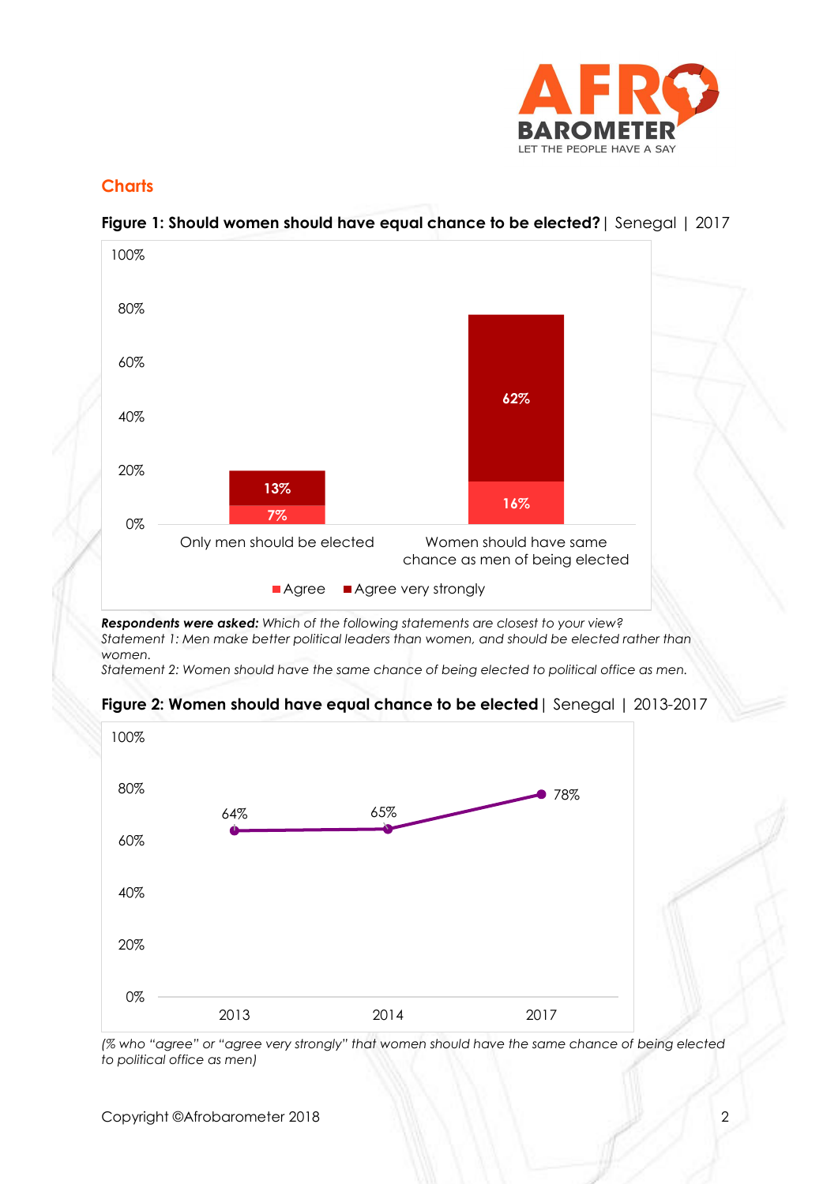## Charts

**Figure 1: Should women should have equal chance to be elected?** | Senegal | 2017

| | Agree | Agree very strongly |
|---|---|---|
| Only men should be elected | 7% | 13% |
| Women should have same chance as men of being elected | 16% | 62% |

***Respondents were asked:*** *Which of the following statements are closest to your view?*
*Statement 1: Men make better political leaders than women, and should be elected rather than women.*
*Statement 2: Women should have the same chance of being elected to political office as men.*

**Figure 2: Women should have equal chance to be elected** | Senegal | 2013-2017

| 2013 | 2014 | 2017 |
|---|---|---|
| 64% | 65% | 78% |

*(% who "agree" or "agree very strongly" that women should have the same chance of being elected to political office as men)*

Copyright ©Afrobarometer 2018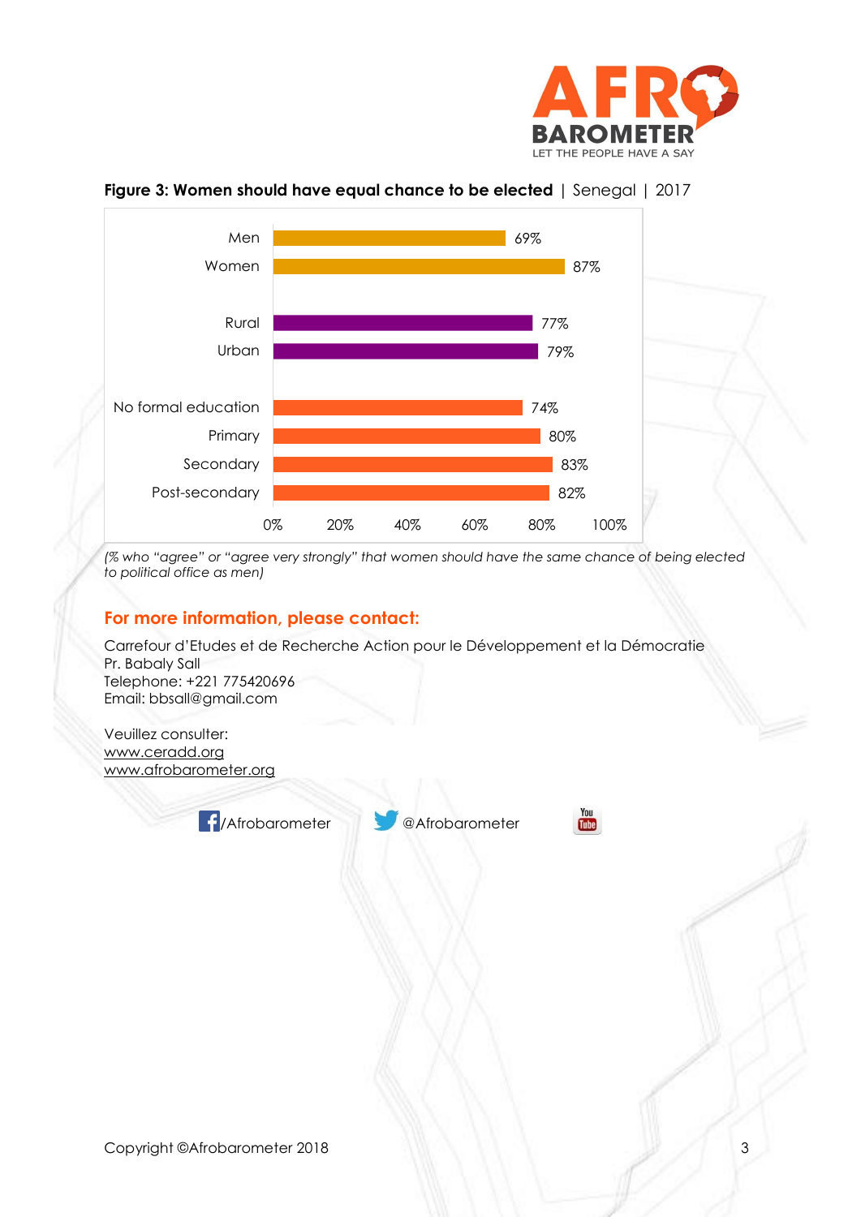**Figure 3: Women should have equal chance to be elected** | Senegal | 2017

Men
69%
Women
87%
Rural
77%
Urban
79%
No formal education
74%
Primary
80%
Secondary
83%
Post-secondary
82%

0%
20%
40%
60%
80%
100%

*(% who "agree" or "agree very strongly" that women should have the same chance of being elected to political office as men)*

## For more information, please contact:

Carrefour d'Etudes et de Recherche Action pour le Développement et la Démocratie
Pr. Babaly Sall
Telephone: +221 775420696
Email: bbsall@gmail.com

Veuillez consulter:
www.ceradd.org
www.afrobarometer.org

/Afrobarometer @Afrobarometer

Copyright ©Afrobarometer 2018